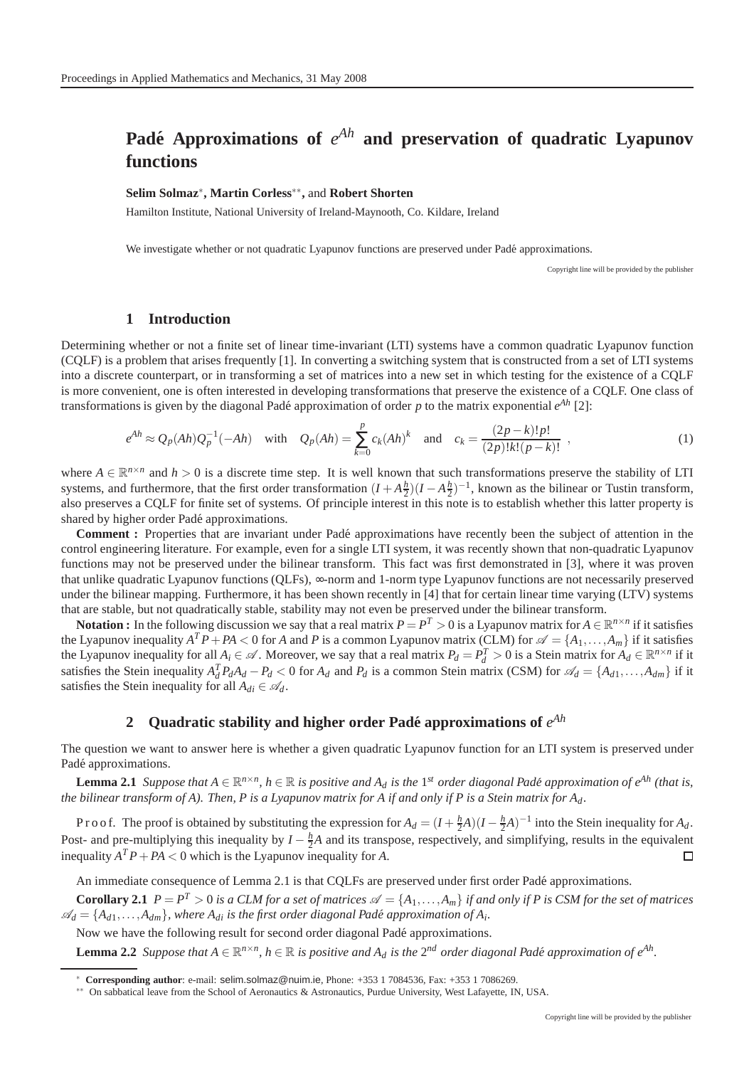# Padé Approximations of $e^{Ah}$ and preservation of quadratic Lyapunov functions

**Selim Solmaz***, **Martin Corless****, and **Robert Shorten**

Hamilton Institute, National University of Ireland-Maynooth, Co. Kildare, Ireland

We investigate whether or not quadratic Lyapunov functions are preserved under Padé approximations.

Copyright line will be provided by the publisher

## 1 Introduction

Determining whether or not a finite set of linear time-invariant (LTI) systems have a common quadratic Lyapunov function (CQLF) is a problem that arises frequently [1]. In converting a switching system that is constructed from a set of LTI systems into a discrete counterpart, or in transforming a set of matrices into a new set in which testing for the existence of a CQLF is more convenient, one is often interested in developing transformations that preserve the existence of a CQLF. One class of transformations is given by the diagonal Padé approximation of order $p$ to the matrix exponential $e^{Ah}$ [2]:

$$e^{Ah} \approx Q_p(Ah)Q_p^{-1}(-Ah) \quad \text{with} \quad Q_p(Ah) = \sum_{k=0}^{p} c_k(Ah)^k \quad \text{and} \quad c_k = \frac{(2p-k)!p!}{(2p)!k!(p-k)!} \ , \tag{1}$$

where $A \in \mathbb{R}^{n\times n}$ and $h > 0$ is a discrete time step. It is well known that such transformations preserve the stability of LTI systems, and furthermore, that the first order transformation $(I + A\frac{h}{2})(I - A\frac{h}{2})^{-1}$, known as the bilinear or Tustin transform, also preserves a CQLF for finite set of systems. Of principle interest in this note is to establish whether this latter property is shared by higher order Padé approximations.

**Comment :** Properties that are invariant under Padé approximations have recently been the subject of attention in the control engineering literature. For example, even for a single LTI system, it was recently shown that non-quadratic Lyapunov functions may not be preserved under the bilinear transform. This fact was first demonstrated in [3], where it was proven that unlike quadratic Lyapunov functions (QLFs), ∞-norm and 1-norm type Lyapunov functions are not necessarily preserved under the bilinear mapping. Furthermore, it has been shown recently in [4] that for certain linear time varying (LTV) systems that are stable, but not quadratically stable, stability may not even be preserved under the bilinear transform.

**Notation :** In the following discussion we say that a real matrix $P = P^T > 0$ is a Lyapunov matrix for $A \in \mathbb{R}^{n\times n}$ if it satisfies the Lyapunov inequality $A^TP + PA < 0$ for $A$ and $P$ is a common Lyapunov matrix (CLM) for $\mathscr{A} = \{A_1, \ldots, A_m\}$ if it satisfies the Lyapunov inequality for all $A_i \in \mathscr{A}$. Moreover, we say that a real matrix $P_d = P_d^T > 0$ is a Stein matrix for $A_d \in \mathbb{R}^{n\times n}$ if it satisfies the Stein inequality $A_d^TP_dA_d - P_d < 0$ for $A_d$ and $P_d$ is a common Stein matrix (CSM) for $\mathscr{A}_d = \{A_{d1}, \ldots, A_{dm}\}$ if it satisfies the Stein inequality for all $A_{di} \in \mathscr{A}_d$.

## 2 Quadratic stability and higher order Padé approximations of $e^{Ah}$

The question we want to answer here is whether a given quadratic Lyapunov function for an LTI system is preserved under Padé approximations.

**Lemma 2.1** *Suppose that $A \in \mathbb{R}^{n\times n}$, $h \in \mathbb{R}$ is positive and $A_d$ is the $1^{st}$ order diagonal Padé approximation of $e^{Ah}$ (that is, the bilinear transform of A). Then, P is a Lyapunov matrix for A if and only if P is a Stein matrix for $A_d$.*

Proof. The proof is obtained by substituting the expression for $A_d = (I + \frac{h}{2}A)(I - \frac{h}{2}A)^{-1}$ into the Stein inequality for $A_d$. Post- and pre-multiplying this inequality by $I - \frac{h}{2}A$ and its transpose, respectively, and simplifying, results in the equivalent inequality $A^TP + PA < 0$ which is the Lyapunov inequality for $A$. □

An immediate consequence of Lemma 2.1 is that CQLFs are preserved under first order Padé approximations.

**Corollary 2.1** *$P = P^T > 0$ is a CLM for a set of matrices $\mathscr{A} = \{A_1, \ldots, A_m\}$ if and only if P is CSM for the set of matrices $\mathscr{A}_d = \{A_{d1}, \ldots, A_{dm}\}$, where $A_{di}$ is the first order diagonal Padé approximation of $A_i$.*

Now we have the following result for second order diagonal Padé approximations.

**Lemma 2.2** *Suppose that $A \in \mathbb{R}^{n\times n}$, $h \in \mathbb{R}$ is positive and $A_d$ is the $2^{nd}$ order diagonal Padé approximation of $e^{Ah}$.*

---

\* **Corresponding author**: e-mail: selim.solmaz@nuim.ie, Phone: +353 1 7084536, Fax: +353 1 7086269.

\*\* On sabbatical leave from the School of Aeronautics & Astronautics, Purdue University, West Lafayette, IN, USA.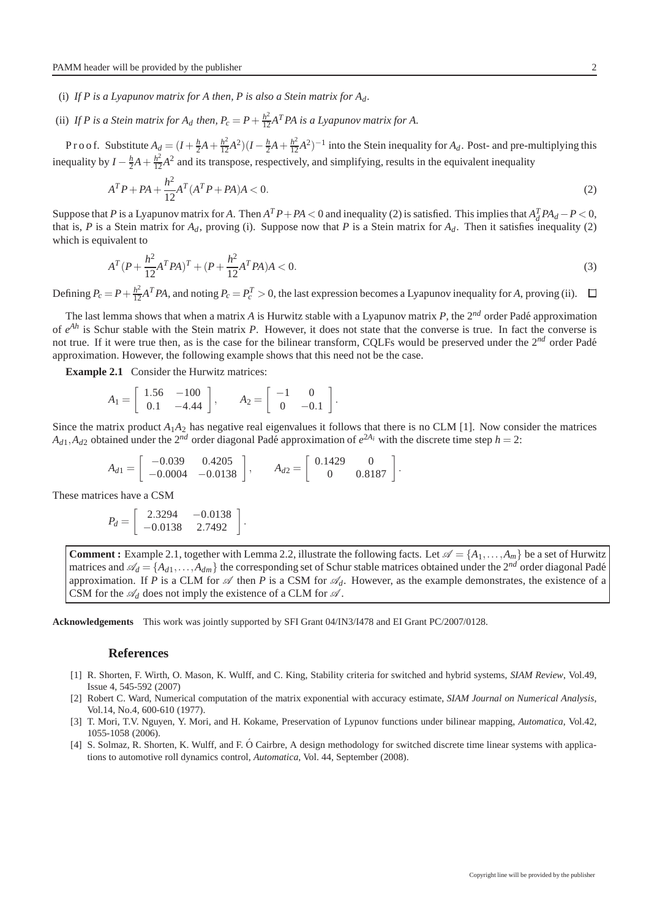(i) *If $P$ is a Lyapunov matrix for $A$ then, $P$ is also a Stein matrix for $A_d$.*

(ii) *If $P$ is a Stein matrix for $A_d$ then, $P_c = P + \frac{h^2}{12}A^T PA$ is a Lyapunov matrix for $A$.*

Proof. Substitute $A_d = (I + \frac{h}{2}A + \frac{h^2}{12}A^2)(I - \frac{h}{2}A + \frac{h^2}{12}A^2)^{-1}$ into the Stein inequality for $A_d$. Post- and pre-multiplying this inequality by $I - \frac{h}{2}A + \frac{h^2}{12}A^2$ and its transpose, respectively, and simplifying, results in the equivalent inequality

$$A^T P + PA + \frac{h^2}{12}A^T(A^T P + PA)A < 0. \tag{2}$$

Suppose that $P$ is a Lyapunov matrix for $A$. Then $A^T P + PA < 0$ and inequality (2) is satisfied. This implies that $A_d^T PA_d - P < 0$, that is, $P$ is a Stein matrix for $A_d$, proving (i). Suppose now that $P$ is a Stein matrix for $A_d$. Then it satisfies inequality (2) which is equivalent to

$$A^T(P + \frac{h^2}{12}A^T PA)^T + (P + \frac{h^2}{12}A^T PA)A < 0. \tag{3}$$

Defining $P_c = P + \frac{h^2}{12}A^T PA$, and noting $P_c = P_c^T > 0$, the last expression becomes a Lyapunov inequality for $A$, proving (ii). □

The last lemma shows that when a matrix $A$ is Hurwitz stable with a Lyapunov matrix $P$, the $2^{nd}$ order Padé approximation of $e^{Ah}$ is Schur stable with the Stein matrix $P$. However, it does not state that the converse is true. In fact the converse is not true. If it were true then, as is the case for the bilinear transform, CQLFs would be preserved under the $2^{nd}$ order Padé approximation. However, the following example shows that this need not be the case.

**Example 2.1** Consider the Hurwitz matrices:

$$A_1 = \begin{bmatrix} 1.56 & -100 \\ 0.1 & -4.44 \end{bmatrix}, \qquad A_2 = \begin{bmatrix} -1 & 0 \\ 0 & -0.1 \end{bmatrix}.$$

Since the matrix product $A_1 A_2$ has negative real eigenvalues it follows that there is no CLM [1]. Now consider the matrices $A_{d1}, A_{d2}$ obtained under the $2^{nd}$ order diagonal Padé approximation of $e^{2A_i}$ with the discrete time step $h = 2$:

$$A_{d1} = \begin{bmatrix} -0.039 & 0.4205 \\ -0.0004 & -0.0138 \end{bmatrix}, \qquad A_{d2} = \begin{bmatrix} 0.1429 & 0 \\ 0 & 0.8187 \end{bmatrix}.$$

These matrices have a CSM

$$P_d = \begin{bmatrix} 2.3294 & -0.0138 \\ -0.0138 & 2.7492 \end{bmatrix}.$$

**Comment :** Example 2.1, together with Lemma 2.2, illustrate the following facts. Let $\mathscr{A} = \{A_1, \ldots, A_m\}$ be a set of Hurwitz matrices and $\mathscr{A}_d = \{A_{d1}, \ldots, A_{dm}\}$ the corresponding set of Schur stable matrices obtained under the $2^{nd}$ order diagonal Padé approximation. If $P$ is a CLM for $\mathscr{A}$ then $P$ is a CSM for $\mathscr{A}_d$. However, as the example demonstrates, the existence of a CSM for the $\mathscr{A}_d$ does not imply the existence of a CLM for $\mathscr{A}$.

**Acknowledgements** This work was jointly supported by SFI Grant 04/IN3/I478 and EI Grant PC/2007/0128.

## References

[1] R. Shorten, F. Wirth, O. Mason, K. Wulff, and C. King, Stability criteria for switched and hybrid systems, *SIAM Review*, Vol.49, Issue 4, 545-592 (2007)

[2] Robert C. Ward, Numerical computation of the matrix exponential with accuracy estimate, *SIAM Journal on Numerical Analysis*, Vol.14, No.4, 600-610 (1977).

[3] T. Mori, T.V. Nguyen, Y. Mori, and H. Kokame, Preservation of Lypunov functions under bilinear mapping, *Automatica*, Vol.42, 1055-1058 (2006).

[4] S. Solmaz, R. Shorten, K. Wulff, and F. Ó Cairbre, A design methodology for switched discrete time linear systems with applications to automotive roll dynamics control, *Automatica*, Vol. 44, September (2008).